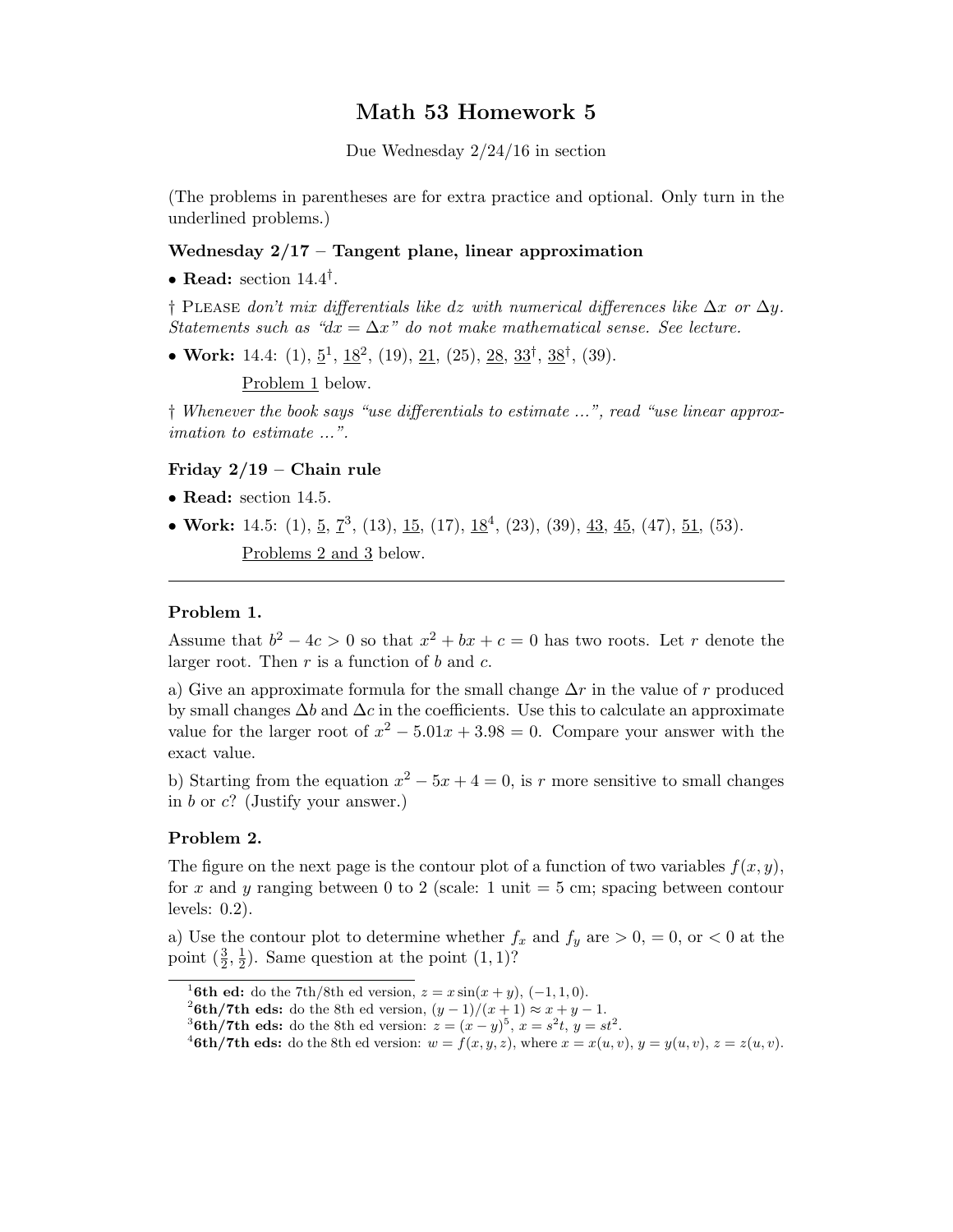# Math 53 Homework 5

Due Wednesday 2/24/16 in section

(The problems in parentheses are for extra practice and optional. Only turn in the underlined problems.)

### Wednesday 2/17 – Tangent plane, linear approximation

- **Read:** section 14.4†.

† Please *don't mix differentials like dz with numerical differences like $\Delta x$ or $\Delta y$. Statements such as "$dx = \Delta x$" do not make mathematical sense. See lecture.*

- **Work:** 14.4: (1), <u>5</u>[1], <u>18</u>[2], (19), <u>21</u>, (25), <u>28</u>, <u>33</u>†, <u>38</u>†, (39).

  <u>Problem 1</u> below.

† *Whenever the book says "use differentials to estimate ...", read "use linear approximation to estimate ...".*

### Friday 2/19 – Chain rule

- **Read:** section 14.5.
- **Work:** 14.5: (1), <u>5</u>, <u>7</u>[3], (13), <u>15</u>, (17), <u>18</u>[4], (23), (39), <u>43</u>, <u>45</u>, (47), <u>51</u>, (53).

  <u>Problems 2 and 3</u> below.

---

### Problem 1.

Assume that $b^2 - 4c > 0$ so that $x^2 + bx + c = 0$ has two roots. Let $r$ denote the larger root. Then $r$ is a function of $b$ and $c$.

a) Give an approximate formula for the small change $\Delta r$ in the value of $r$ produced by small changes $\Delta b$ and $\Delta c$ in the coefficients. Use this to calculate an approximate value for the larger root of $x^2 - 5.01x + 3.98 = 0$. Compare your answer with the exact value.

b) Starting from the equation $x^2 - 5x + 4 = 0$, is $r$ more sensitive to small changes in $b$ or $c$? (Justify your answer.)

### Problem 2.

The figure on the next page is the contour plot of a function of two variables $f(x, y)$, for $x$ and $y$ ranging between 0 to 2 (scale: 1 unit = 5 cm; spacing between contour levels: 0.2).

a) Use the contour plot to determine whether $f_x$ and $f_y$ are $> 0$, $= 0$, or $< 0$ at the point $(\frac{3}{2}, \frac{1}{2})$. Same question at the point $(1, 1)$?

---

[1] **6th ed:** do the 7th/8th ed version, $z = x \sin(x + y)$, $(-1, 1, 0)$.

[2] **6th/7th eds:** do the 8th ed version, $(y - 1)/(x + 1) \approx x + y - 1$.

[3] **6th/7th eds:** do the 8th ed version: $z = (x - y)^5$, $x = s^2 t$, $y = st^2$.

[4] **6th/7th eds:** do the 8th ed version: $w = f(x, y, z)$, where $x = x(u, v)$, $y = y(u, v)$, $z = z(u, v)$.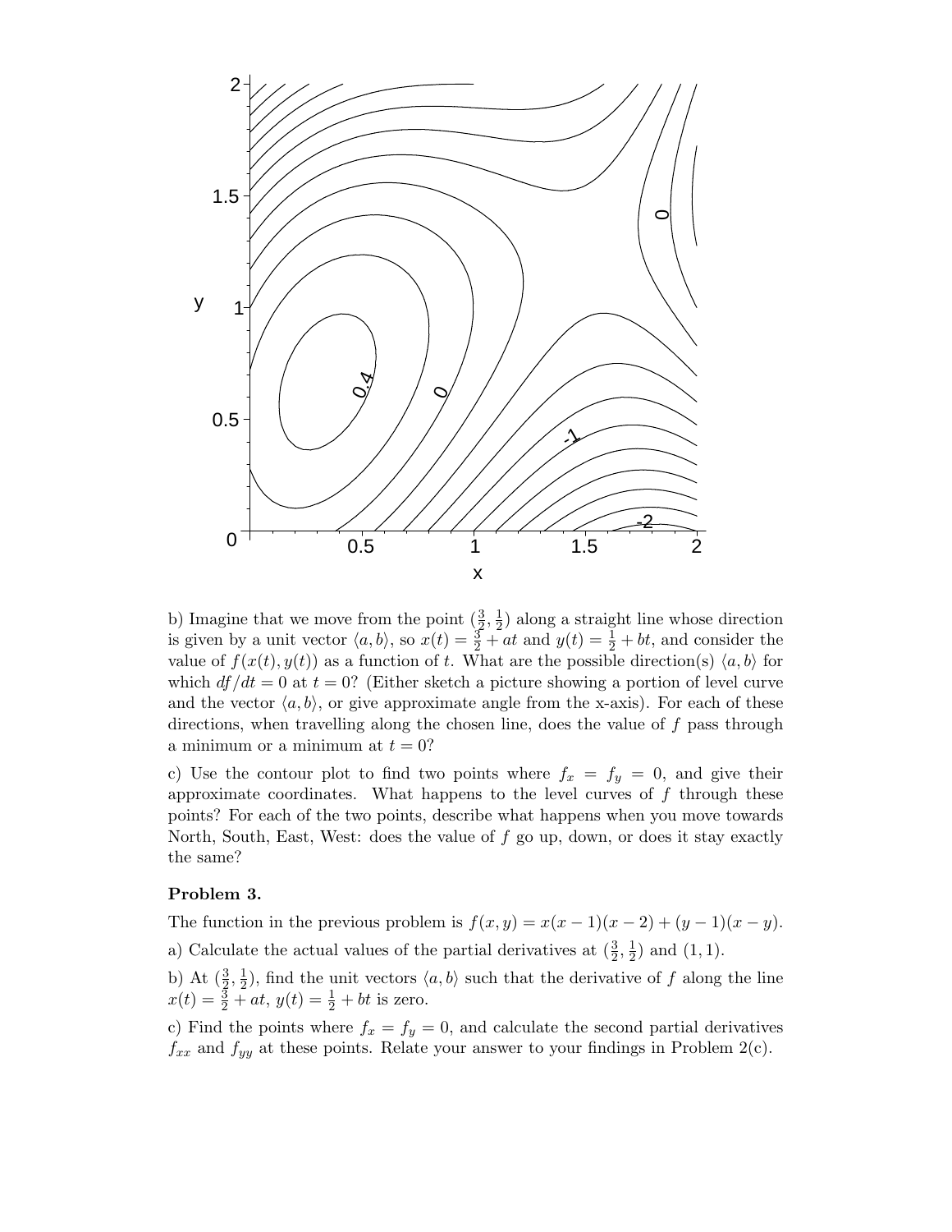2

1.5

y 1

0.5

0

0.5 1 1.5 2

x

0.4

0

-1

-2

0

b) Imagine that we move from the point $(\frac{3}{2}, \frac{1}{2})$ along a straight line whose direction is given by a unit vector $\langle a, b\rangle$, so $x(t) = \frac{3}{2} + at$ and $y(t) = \frac{1}{2} + bt$, and consider the value of $f(x(t), y(t))$ as a function of $t$. What are the possible direction(s) $\langle a, b\rangle$ for which $df/dt = 0$ at $t = 0$? (Either sketch a picture showing a portion of level curve and the vector $\langle a, b\rangle$, or give approximate angle from the x-axis). For each of these directions, when travelling along the chosen line, does the value of $f$ pass through a minimum or a minimum at $t = 0$?

c) Use the contour plot to find two points where $f_x = f_y = 0$, and give their approximate coordinates. What happens to the level curves of $f$ through these points? For each of the two points, describe what happens when you move towards North, South, East, West: does the value of $f$ go up, down, or does it stay exactly the same?

### Problem 3.

The function in the previous problem is $f(x, y) = x(x - 1)(x - 2) + (y - 1)(x - y)$.

a) Calculate the actual values of the partial derivatives at $(\frac{3}{2}, \frac{1}{2})$ and $(1, 1)$.

b) At $(\frac{3}{2}, \frac{1}{2})$, find the unit vectors $\langle a, b\rangle$ such that the derivative of $f$ along the line $x(t) = \frac{3}{2} + at$, $y(t) = \frac{1}{2} + bt$ is zero.

c) Find the points where $f_x = f_y = 0$, and calculate the second partial derivatives $f_{xx}$ and $f_{yy}$ at these points. Relate your answer to your findings in Problem 2(c).